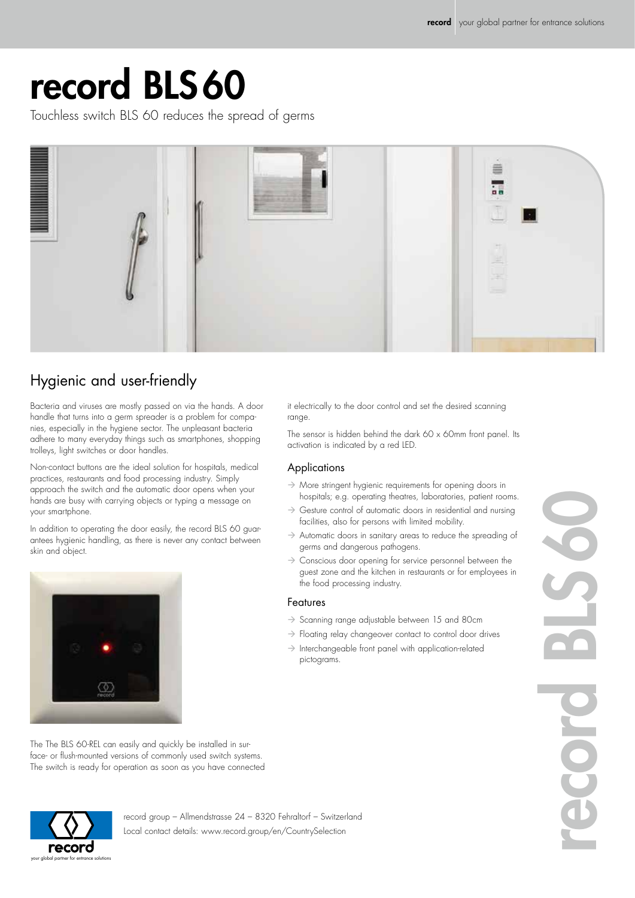# record BLS 60

Touchless switch BLS 60 reduces the spread of germs

## Hygienic and user-friendly

Bacteria and viruses are mostly passed on via the hands. A door handle that turns into a germ spreader is a problem for companies, especially in the hygiene sector. The unpleasant bacteria adhere to many everyday things such as smartphones, shopping trolleys, light switches or door handles.

Non-contact buttons are the ideal solution for hospitals, medical practices, restaurants and food processing industry. Simply approach the switch and the automatic door opens when your hands are busy with carrying objects or typing a message on your smartphone.

In addition to operating the door easily, the record BLS 60 guarantees hygienic handling, as there is never any contact between skin and object.

The The BLS 60-REL can easily and quickly be installed in surface- or flush-mounted versions of commonly used switch systems. The switch is ready for operation as soon as you have connected it electrically to the door control and set the desired scanning range.

The sensor is hidden behind the dark 60 x 60mm front panel. Its activation is indicated by a red LED.

### Applications

- More stringent hygienic requirements for opening doors in hospitals; e.g. operating theatres, laboratories, patient rooms.
- Gesture control of automatic doors in residential and nursing facilities, also for persons with limited mobility.
- Automatic doors in sanitary areas to reduce the spreading of germs and dangerous pathogens.
- Conscious door opening for service personnel between the guest zone and the kitchen in restaurants or for employees in the food processing industry.

### Features

- Scanning range adjustable between 15 and 80cm
- Floating relay changeover contact to control door drives
- Interchangeable front panel with application-related pictograms.

record group – Allmendstrasse 24 – 8320 Fehraltorf – Switzerland
Local contact details: www.record.group/en/CountrySelection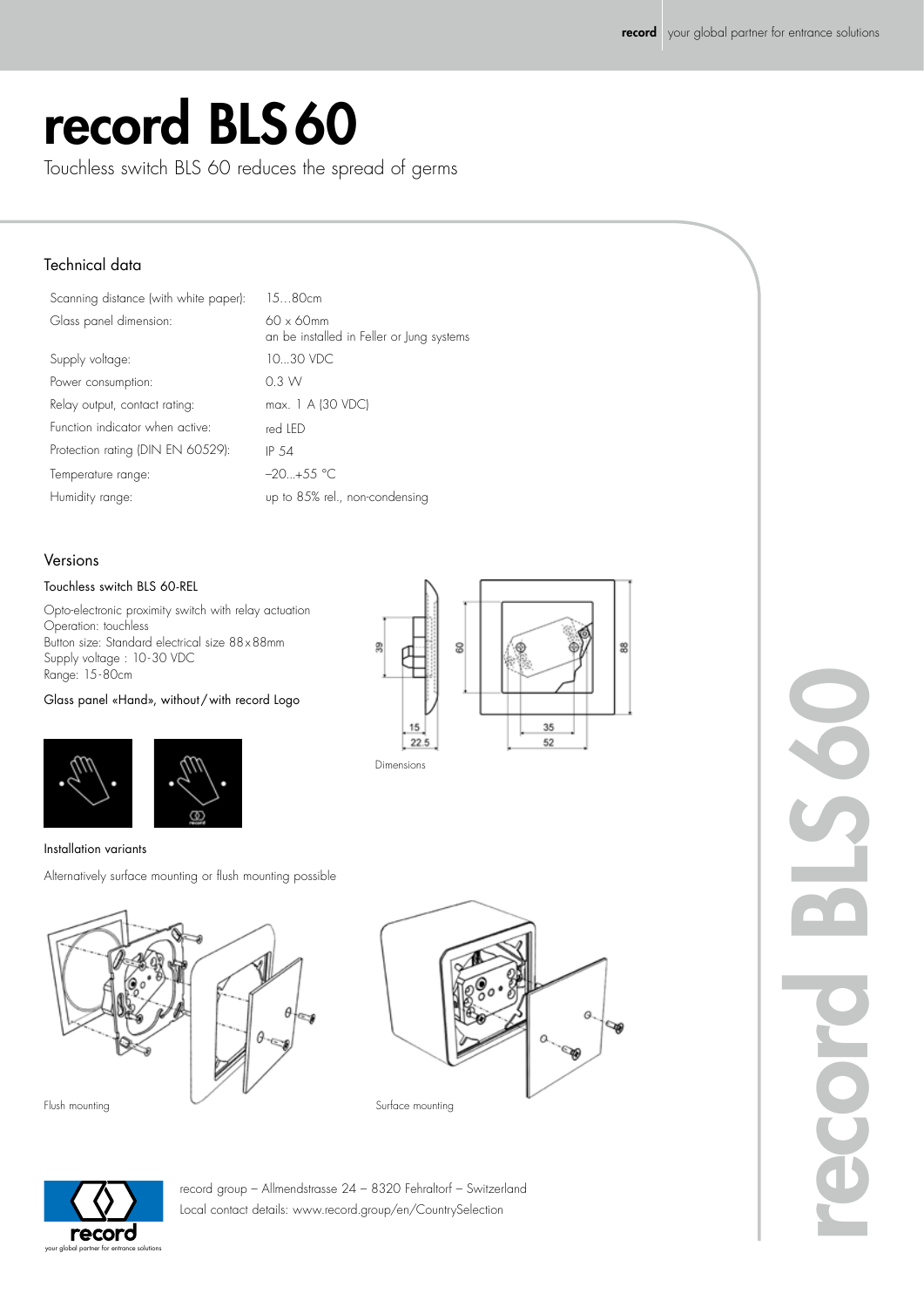# record BLS 60

Touchless switch BLS 60 reduces the spread of germs

## Technical data

| | |
|---|---|
| Scanning distance (with white paper): | 15…80cm |
| Glass panel dimension: | 60 x 60mm<br>an be installed in Feller or Jung systems |
| Supply voltage: | 10...30 VDC |
| Power consumption: | 0.3 W |
| Relay output, contact rating: | max. 1 A (30 VDC) |
| Function indicator when active: | red LED |
| Protection rating (DIN EN 60529): | IP 54 |
| Temperature range: | –20...+55 °C |
| Humidity range: | up to 85% rel., non-condensing |

## Versions

### Touchless switch BLS 60-REL

Opto-electronic proximity switch with relay actuation
Operation: touchless
Button size: Standard electrical size 88 x 88mm
Supply voltage : 10-30 VDC
Range: 15-80cm

Glass panel «Hand», without / with record Logo

39
60
88
15
22.5
35
52

Dimensions

Installation variants

Alternatively surface mounting or flush mounting possible

Flush mounting

Surface mounting

record group – Allmendstrasse 24 – 8320 Fehraltorf – Switzerland
Local contact details: www.record.group/en/CountrySelection